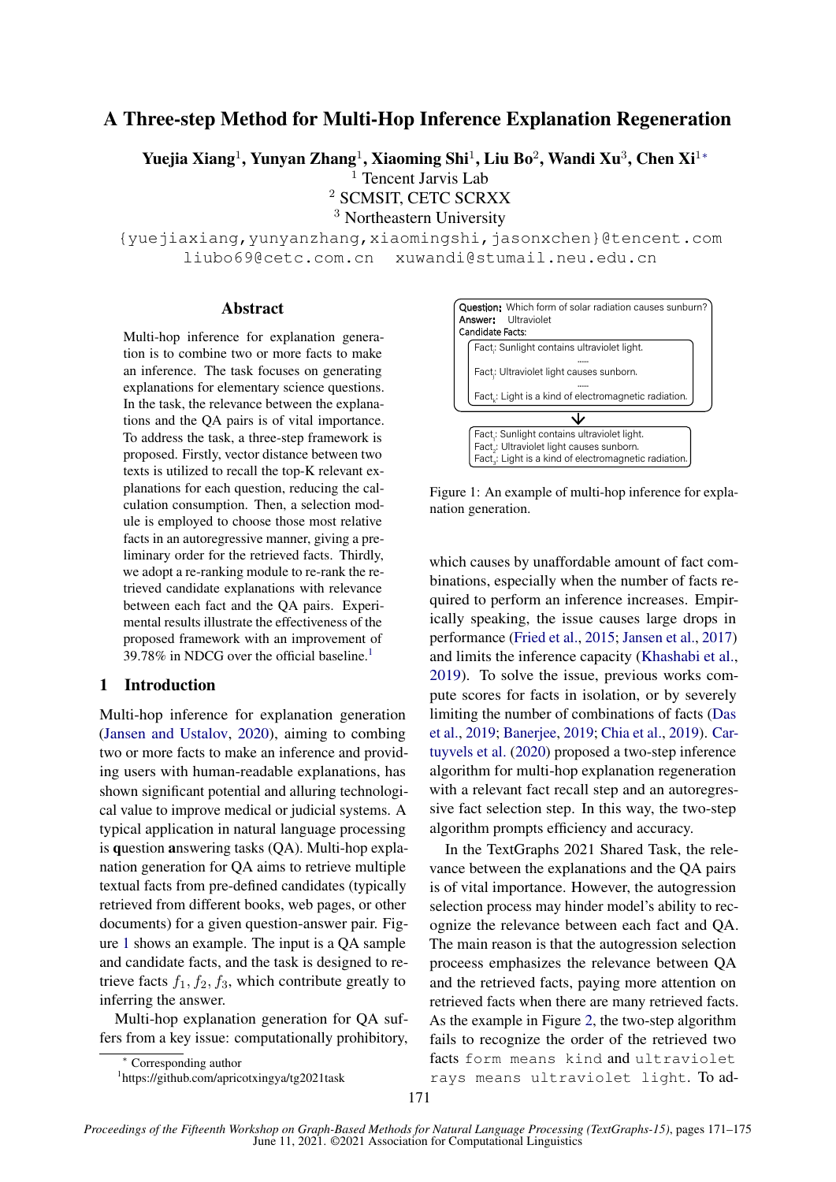# A Three-step Method for Multi-Hop Inference Explanation Regeneration

**Yuejia Xiang[1], Yunyan Zhang[1], Xiaoming Shi[1], Liu Bo[2], Wandi Xu[3], Chen Xi[1*]**

[1] Tencent Jarvis Lab
[2] SCMSIT, CETC SCRXX
[3] Northeastern University

{yuejiaxiang,yunyanzhang,xiaomingshi,jasonxchen}@tencent.com
liubo69@cetc.com.cn xuwandi@stumail.neu.edu.cn

## Abstract

Multi-hop inference for explanation generation is to combine two or more facts to make an inference. The task focuses on generating explanations for elementary science questions. In the task, the relevance between the explanations and the QA pairs is of vital importance. To address the task, a three-step framework is proposed. Firstly, vector distance between two texts is utilized to recall the top-K relevant explanations for each question, reducing the calculation consumption. Then, a selection module is employed to choose those most relative facts in an autoregressive manner, giving a preliminary order for the retrieved facts. Thirdly, we adopt a re-ranking module to re-rank the retrieved candidate explanations with relevance between each fact and the QA pairs. Experimental results illustrate the effectiveness of the proposed framework with an improvement of 39.78% in NDCG over the official baseline.[1]

## 1 Introduction

Multi-hop inference for explanation generation (Jansen and Ustalov, 2020), aiming to combing two or more facts to make an inference and providing users with human-readable explanations, has shown significant potential and alluring technological value to improve medical or judicial systems. A typical application in natural language processing is **q**uestion **a**nswering tasks (QA). Multi-hop explanation generation for QA aims to retrieve multiple textual facts from pre-defined candidates (typically retrieved from different books, web pages, or other documents) for a given question-answer pair. Figure 1 shows an example. The input is a QA sample and candidate facts, and the task is designed to retrieve facts $f_1, f_2, f_3$, which contribute greatly to inferring the answer.

Multi-hop explanation generation for QA suffers from a key issue: computationally prohibitive, which causes by unaffordable amount of fact combinations, especially when the number of facts required to perform an inference increases. Empirically speaking, the issue causes large drops in performance (Fried et al., 2015; Jansen et al., 2017) and limits the inference capacity (Khashabi et al., 2019). To solve the issue, previous works compute scores for facts in isolation, or by severely limiting the number of combinations of facts (Das et al., 2019; Banerjee, 2019; Chia et al., 2019). Cartuyvels et al. (2020) proposed a two-step inference algorithm for multi-hop explanation regeneration with a relevant fact recall step and an autoregressive fact selection step. In this way, the two-step algorithm prompts efficiency and accuracy.

**Question:** Which form of solar radiation causes sunburn?
**Answer:** Ultraviolet
**Candidate Facts:**
Fact$_i$: Sunlight contains ultraviolet light.
......
Fact$_j$: Ultraviolet light causes sunborn.
......
Fact$_k$: Light is a kind of electromagnetic radiation.

↓

Fact$_1$: Sunlight contains ultraviolet light.
Fact$_2$: Ultraviolet light causes sunborn.
Fact$_3$: Light is a kind of electromagnetic radiation.

Figure 1: An example of multi-hop inference for explanation generation.

In the TextGraphs 2021 Shared Task, the relevance between the explanations and the QA pairs is of vital importance. However, the autogression selection process may hinder model's ability to recognize the relevance between each fact and QA. The main reason is that the autogression selection proceess emphasizes the relevance between QA and the retrieved facts, paying more attention on retrieved facts when there are many retrieved facts. As the example in Figure 2, the two-step algorithm fails to recognize the order of the retrieved two facts `form means kind` and `ultraviolet rays means ultraviolet light`. To ad-

[*] Corresponding author
[1] https://github.com/apricotxingya/tg2021task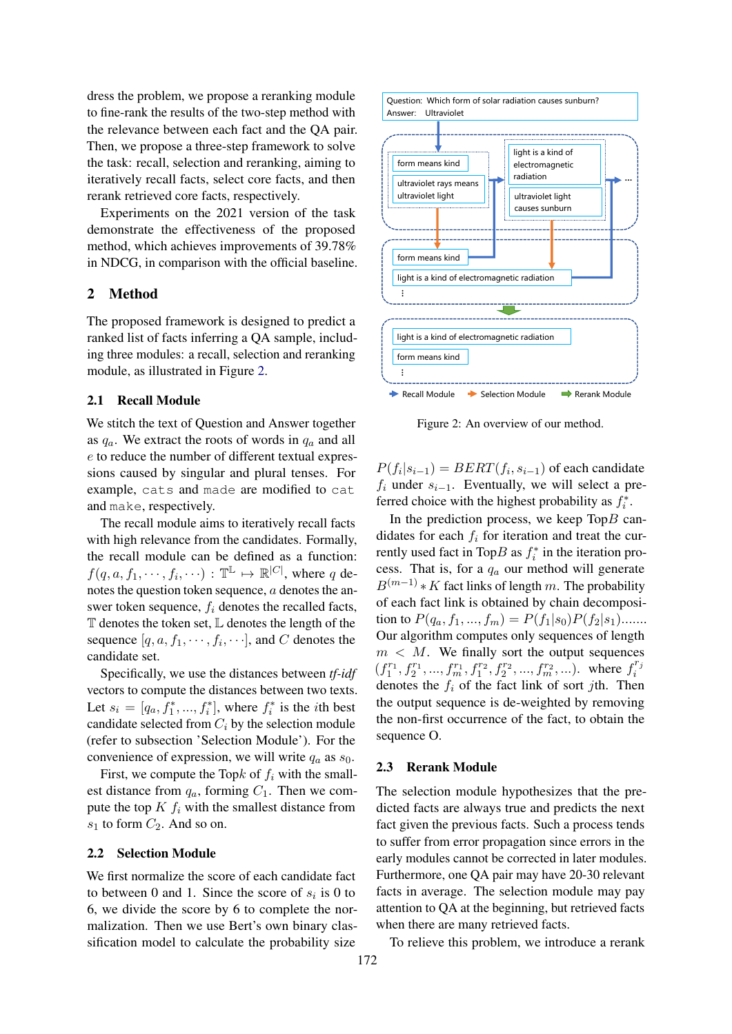dress the problem, we propose a reranking module to fine-rank the results of the two-step method with the relevance between each fact and the QA pair. Then, we propose a three-step framework to solve the task: recall, selection and reranking, aiming to iteratively recall facts, select core facts, and then rerank retrieved core facts, respectively.

Experiments on the 2021 version of the task demonstrate the effectiveness of the proposed method, which achieves improvements of 39.78% in NDCG, in comparison with the official baseline.

## 2 Method

The proposed framework is designed to predict a ranked list of facts inferring a QA sample, including three modules: a recall, selection and reranking module, as illustrated in Figure 2.

### 2.1 Recall Module

We stitch the text of Question and Answer together as $q_a$. We extract the roots of words in $q_a$ and all $e$ to reduce the number of different textual expressions caused by singular and plural tenses. For example, `cats` and `made` are modified to `cat` and `make`, respectively.

The recall module aims to iteratively recall facts with high relevance from the candidates. Formally, the recall module can be defined as a function: $f(q, a, f_1, \cdots, f_i, \cdots) : \mathbb{T}^{\mathbb{L}} \mapsto \mathbb{R}^{|C|}$, where $q$ denotes the question token sequence, $a$ denotes the answer token sequence, $f_i$ denotes the recalled facts, $\mathbb{T}$ denotes the token set, $\mathbb{L}$ denotes the length of the sequence $[q, a, f_1, \cdots, f_i, \cdots]$, and $C$ denotes the candidate set.

Specifically, we use the distances between *tf-idf* vectors to compute the distances between two texts. Let $s_i = [q_a, f_1^*, ..., f_i^*]$, where $f_i^*$ is the $i$th best candidate selected from $C_i$ by the selection module (refer to subsection 'Selection Module'). For the convenience of expression, we will write $q_a$ as $s_0$.

First, we compute the Top$k$ of $f_i$ with the smallest distance from $q_a$, forming $C_1$. Then we compute the top $K$ $f_i$ with the smallest distance from $s_1$ to form $C_2$. And so on.

### 2.2 Selection Module

We first normalize the score of each candidate fact to between 0 and 1. Since the score of $s_i$ is 0 to 6, we divide the score by 6 to complete the normalization. Then we use Bert's own binary classification model to calculate the probability size $P(f_i|s_{i-1}) = BERT(f_i, s_{i-1})$ of each candidate $f_i$ under $s_{i-1}$. Eventually, we will select a preferred choice with the highest probability as $f_i^*$.

In the prediction process, we keep Top$B$ candidates for each $f_i$ for iteration and treat the currently used fact in Top$B$ as $f_i^*$ in the iteration process. That is, for a $q_a$ our method will generate $B^{(m-1)} * K$ fact links of length $m$. The probability of each fact link is obtained by chain decomposition to $P(q_a, f_1, ..., f_m) = P(f_1|s_0)P(f_2|s_1)$....... Our algorithm computes only sequences of length $m < M$. We finally sort the output sequences $(f_1^{r_1}, f_2^{r_1}, ..., f_m^{r_1}, f_1^{r_2}, f_2^{r_2}, ..., f_m^{r_2}, ...)$. where $f_i^{r_j}$ denotes the $f_i$ of the fact link of sort $j$th. Then the output sequence is de-weighted by removing the non-first occurrence of the fact, to obtain the sequence O.

Question: Which form of solar radiation causes sunburn?
Answer: Ultraviolet

form means kind
ultraviolet rays means ultraviolet light
light is a kind of electromagnetic radiation
ultraviolet light causes sunburn

form means kind
light is a kind of electromagnetic radiation
⋮

light is a kind of electromagnetic radiation
form means kind
⋮

Recall Module · Selection Module · Rerank Module

Figure 2: An overview of our method.

### 2.3 Rerank Module

The selection module hypothesizes that the predicted facts are always true and predicts the next fact given the previous facts. Such a process tends to suffer from error propagation since errors in the early modules cannot be corrected in later modules. Furthermore, one QA pair may have 20-30 relevant facts in average. The selection module may pay attention to QA at the beginning, but retrieved facts when there are many retrieved facts.

To relieve this problem, we introduce a rerank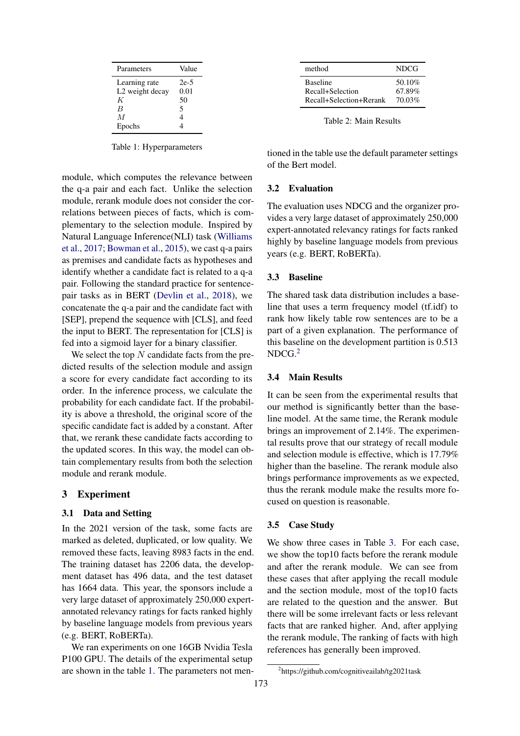| Parameters | Value |
|---|---|
| Learning rate | 2e-5 |
| L2 weight decay | 0.01 |
| $K$ | 50 |
| $B$ | 5 |
| $M$ | 4 |
| Epochs | 4 |

Table 1: Hyperparameters

module, which computes the relevance between the q-a pair and each fact. Unlike the selection module, rerank module does not consider the correlations between pieces of facts, which is complementary to the selection module. Inspired by Natural Language Inference(NLI) task (Williams et al., 2017; Bowman et al., 2015), we cast q-a pairs as premises and candidate facts as hypotheses and identify whether a candidate fact is related to a q-a pair. Following the standard practice for sentence-pair tasks as in BERT (Devlin et al., 2018), we concatenate the q-a pair and the candidate fact with [SEP], prepend the sequence with [CLS], and feed the input to BERT. The representation for [CLS] is fed into a sigmoid layer for a binary classifier.

We select the top $N$ candidate facts from the predicted results of the selection module and assign a score for every candidate fact according to its order. In the inference process, we calculate the probability for each candidate fact. If the probability is above a threshold, the original score of the specific candidate fact is added by a constant. After that, we rerank these candidate facts according to the updated scores. In this way, the model can obtain complementary results from both the selection module and rerank module.

## 3 Experiment

### 3.1 Data and Setting

In the 2021 version of the task, some facts are marked as deleted, duplicated, or low quality. We removed these facts, leaving 8983 facts in the end. The training dataset has 2206 data, the development dataset has 496 data, and the test dataset has 1664 data. This year, the sponsors include a very large dataset of approximately 250,000 expert-annotated relevancy ratings for facts ranked highly by baseline language models from previous years (e.g. BERT, RoBERTa).

We ran experiments on one 16GB Nvidia Tesla P100 GPU. The details of the experimental setup are shown in the table 1. The parameters not mentioned in the table use the default parameter settings of the Bert model.

| method | NDCG |
|---|---|
| Baseline | 50.10% |
| Recall+Selection | 67.89% |
| Recall+Selection+Rerank | 70.03% |

Table 2: Main Results

### 3.2 Evaluation

The evaluation uses NDCG and the organizer provides a very large dataset of approximately 250,000 expert-annotated relevancy ratings for facts ranked highly by baseline language models from previous years (e.g. BERT, RoBERTa).

### 3.3 Baseline

The shared task data distribution includes a baseline that uses a term frequency model (tf.idf) to rank how likely table row sentences are to be a part of a given explanation. The performance of this baseline on the development partition is 0.513 NDCG.[2]

### 3.4 Main Results

It can be seen from the experimental results that our method is significantly better than the baseline model. At the same time, the Rerank module brings an improvement of 2.14%. The experimental results prove that our strategy of recall module and selection module is effective, which is 17.79% higher than the baseline. The rerank module also brings performance improvements as we expected, thus the rerank module make the results more focused on question is reasonable.

### 3.5 Case Study

We show three cases in Table 3. For each case, we show the top10 facts before the rerank module and after the rerank module. We can see from these cases that after applying the recall module and the section module, most of the top10 facts are related to the question and the answer. But there will be some irrelevant facts or less relevant facts that are ranked higher. And, after applying the rerank module, The ranking of facts with high references has generally been improved.

[2]https://github.com/cognitiveailab/tg2021task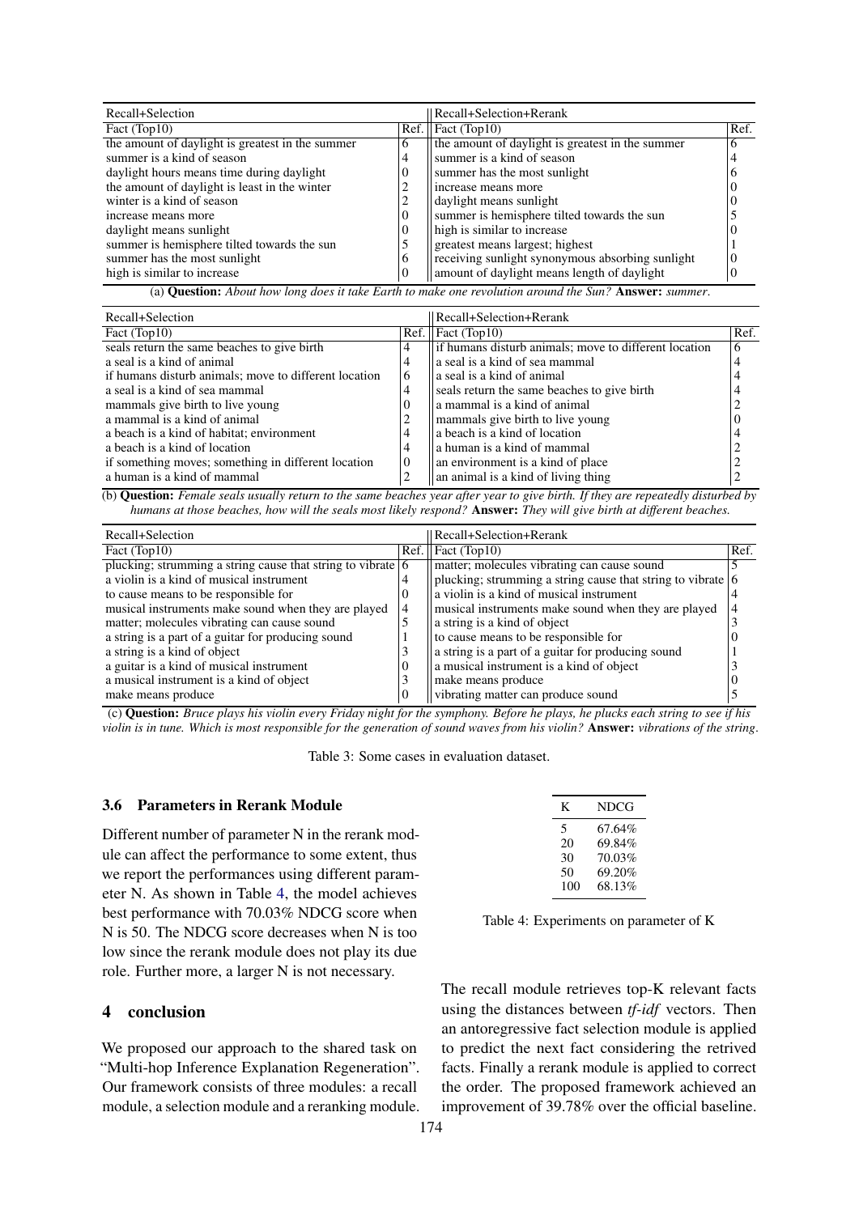| Recall+Selection | | Recall+Selection+Rerank | |
|---|---|---|---|
| Fact (Top10) | Ref. | Fact (Top10) | Ref. |
| the amount of daylight is greatest in the summer | 6 | the amount of daylight is greatest in the summer | 6 |
| summer is a kind of season | 4 | summer is a kind of season | 4 |
| daylight hours means time during daylight | 0 | summer has the most sunlight | 6 |
| the amount of daylight is least in the winter | 2 | increase means more | 0 |
| winter is a kind of season | 2 | daylight means sunlight | 0 |
| increase means more | 0 | summer is hemisphere tilted towards the sun | 5 |
| daylight means sunlight | 0 | high is similar to increase | 0 |
| summer is hemisphere tilted towards the sun | 5 | greatest means largest; highest | 1 |
| summer has the most sunlight | 6 | receiving sunlight synonymous absorbing sunlight | 0 |
| high is similar to increase | 0 | amount of daylight means length of daylight | 0 |

(a) **Question:** *About how long does it take Earth to make one revolution around the Sun?* **Answer:** *summer*.

| Recall+Selection | | Recall+Selection+Rerank | |
|---|---|---|---|
| Fact (Top10) | Ref. | Fact (Top10) | Ref. |
| seals return the same beaches to give birth | 4 | if humans disturb animals; move to different location | 6 |
| a seal is a kind of animal | 4 | a seal is a kind of sea mammal | 4 |
| if humans disturb animals; move to different location | 6 | a seal is a kind of animal | 4 |
| a seal is a kind of sea mammal | 4 | seals return the same beaches to give birth | 4 |
| mammals give birth to live young | 0 | a mammal is a kind of animal | 2 |
| a mammal is a kind of animal | 2 | mammals give birth to live young | 0 |
| a beach is a kind of habitat; environment | 4 | a beach is a kind of location | 4 |
| a beach is a kind of location | 4 | a human is a kind of mammal | 2 |
| if something moves; something in different location | 0 | an environment is a kind of place | 2 |
| a human is a kind of mammal | 2 | an animal is a kind of living thing | 2 |

(b) **Question:** *Female seals usually return to the same beaches year after year to give birth. If they are repeatedly disturbed by humans at those beaches, how will the seals most likely respond?* **Answer:** *They will give birth at different beaches.*

| Recall+Selection | | Recall+Selection+Rerank | |
|---|---|---|---|
| Fact (Top10) | Ref. | Fact (Top10) | Ref. |
| plucking; strumming a string cause that string to vibrate | 6 | matter; molecules vibrating can cause sound | 5 |
| a violin is a kind of musical instrument | 4 | plucking; strumming a string cause that string to vibrate | 6 |
| to cause means to be responsible for | 0 | a violin is a kind of musical instrument | 4 |
| musical instruments make sound when they are played | 4 | musical instruments make sound when they are played | 4 |
| matter; molecules vibrating can cause sound | 5 | a string is a kind of object | 3 |
| a string is a part of a guitar for producing sound | 1 | to cause means to be responsible for | 0 |
| a string is a kind of object | 3 | a string is a part of a guitar for producing sound | 1 |
| a guitar is a kind of musical instrument | 0 | a musical instrument is a kind of object | 3 |
| a musical instrument is a kind of object | 3 | make means produce | 0 |
| make means produce | 0 | vibrating matter can produce sound | 5 |

(c) **Question:** *Bruce plays his violin every Friday night for the symphony. Before he plays, he plucks each string to see if his violin is in tune. Which is most responsible for the generation of sound waves from his violin?* **Answer:** *vibrations of the string*.

Table 3: Some cases in evaluation dataset.

### 3.6 Parameters in Rerank Module

Different number of parameter N in the rerank module can affect the performance to some extent, thus we report the performances using different parameter N. As shown in Table 4, the model achieves best performance with 70.03% NDCG score when N is 50. The NDCG score decreases when N is too low since the rerank module does not play its due role. Further more, a larger N is not necessary.

| K | NDCG |
|---|---|
| 5 | 67.64% |
| 20 | 69.84% |
| 30 | 70.03% |
| 50 | 69.20% |
| 100 | 68.13% |

Table 4: Experiments on parameter of K

## 4 conclusion

We proposed our approach to the shared task on "Multi-hop Inference Explanation Regeneration". Our framework consists of three modules: a recall module, a selection module and a reranking module. The recall module retrieves top-K relevant facts using the distances between *tf-idf* vectors. Then an antoregressive fact selection module is applied to predict the next fact considering the retrived facts. Finally a rerank module is applied to correct the order. The proposed framework achieved an improvement of 39.78% over the official baseline.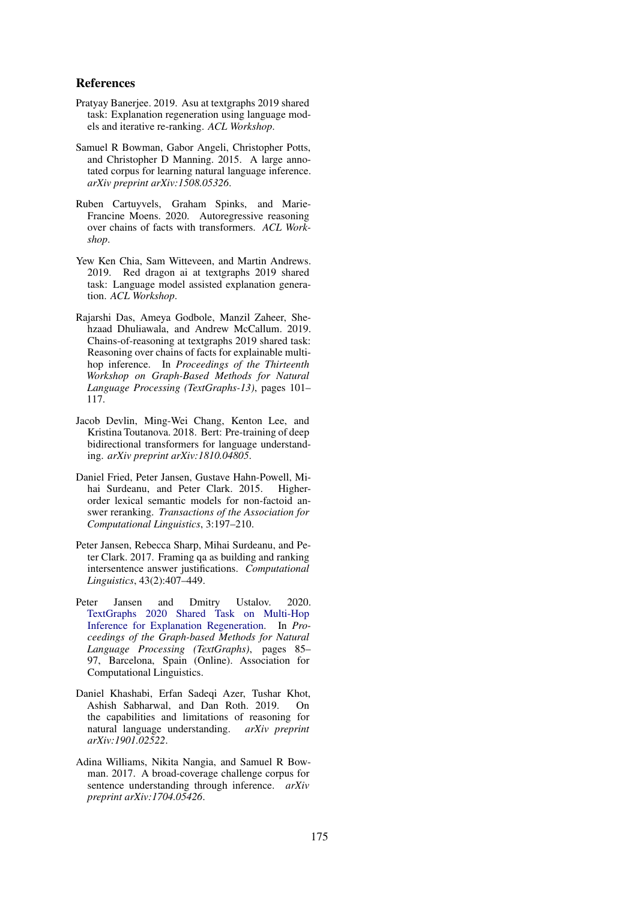## References

Pratyay Banerjee. 2019. Asu at textgraphs 2019 shared task: Explanation regeneration using language models and iterative re-ranking. *ACL Workshop*.

Samuel R Bowman, Gabor Angeli, Christopher Potts, and Christopher D Manning. 2015. A large annotated corpus for learning natural language inference. *arXiv preprint arXiv:1508.05326*.

Ruben Cartuyvels, Graham Spinks, and Marie-Francine Moens. 2020. Autoregressive reasoning over chains of facts with transformers. *ACL Workshop*.

Yew Ken Chia, Sam Witteveen, and Martin Andrews. 2019. Red dragon ai at textgraphs 2019 shared task: Language model assisted explanation generation. *ACL Workshop*.

Rajarshi Das, Ameya Godbole, Manzil Zaheer, Shehzaad Dhuliawala, and Andrew McCallum. 2019. Chains-of-reasoning at textgraphs 2019 shared task: Reasoning over chains of facts for explainable multi-hop inference. In *Proceedings of the Thirteenth Workshop on Graph-Based Methods for Natural Language Processing (TextGraphs-13)*, pages 101–117.

Jacob Devlin, Ming-Wei Chang, Kenton Lee, and Kristina Toutanova. 2018. Bert: Pre-training of deep bidirectional transformers for language understanding. *arXiv preprint arXiv:1810.04805*.

Daniel Fried, Peter Jansen, Gustave Hahn-Powell, Mihai Surdeanu, and Peter Clark. 2015. Higher-order lexical semantic models for non-factoid answer reranking. *Transactions of the Association for Computational Linguistics*, 3:197–210.

Peter Jansen, Rebecca Sharp, Mihai Surdeanu, and Peter Clark. 2017. Framing qa as building and ranking intersentence answer justifications. *Computational Linguistics*, 43(2):407–449.

Peter Jansen and Dmitry Ustalov. 2020. TextGraphs 2020 Shared Task on Multi-Hop Inference for Explanation Regeneration. In *Proceedings of the Graph-based Methods for Natural Language Processing (TextGraphs)*, pages 85–97, Barcelona, Spain (Online). Association for Computational Linguistics.

Daniel Khashabi, Erfan Sadeqi Azer, Tushar Khot, Ashish Sabharwal, and Dan Roth. 2019. On the capabilities and limitations of reasoning for natural language understanding. *arXiv preprint arXiv:1901.02522*.

Adina Williams, Nikita Nangia, and Samuel R Bowman. 2017. A broad-coverage challenge corpus for sentence understanding through inference. *arXiv preprint arXiv:1704.05426*.